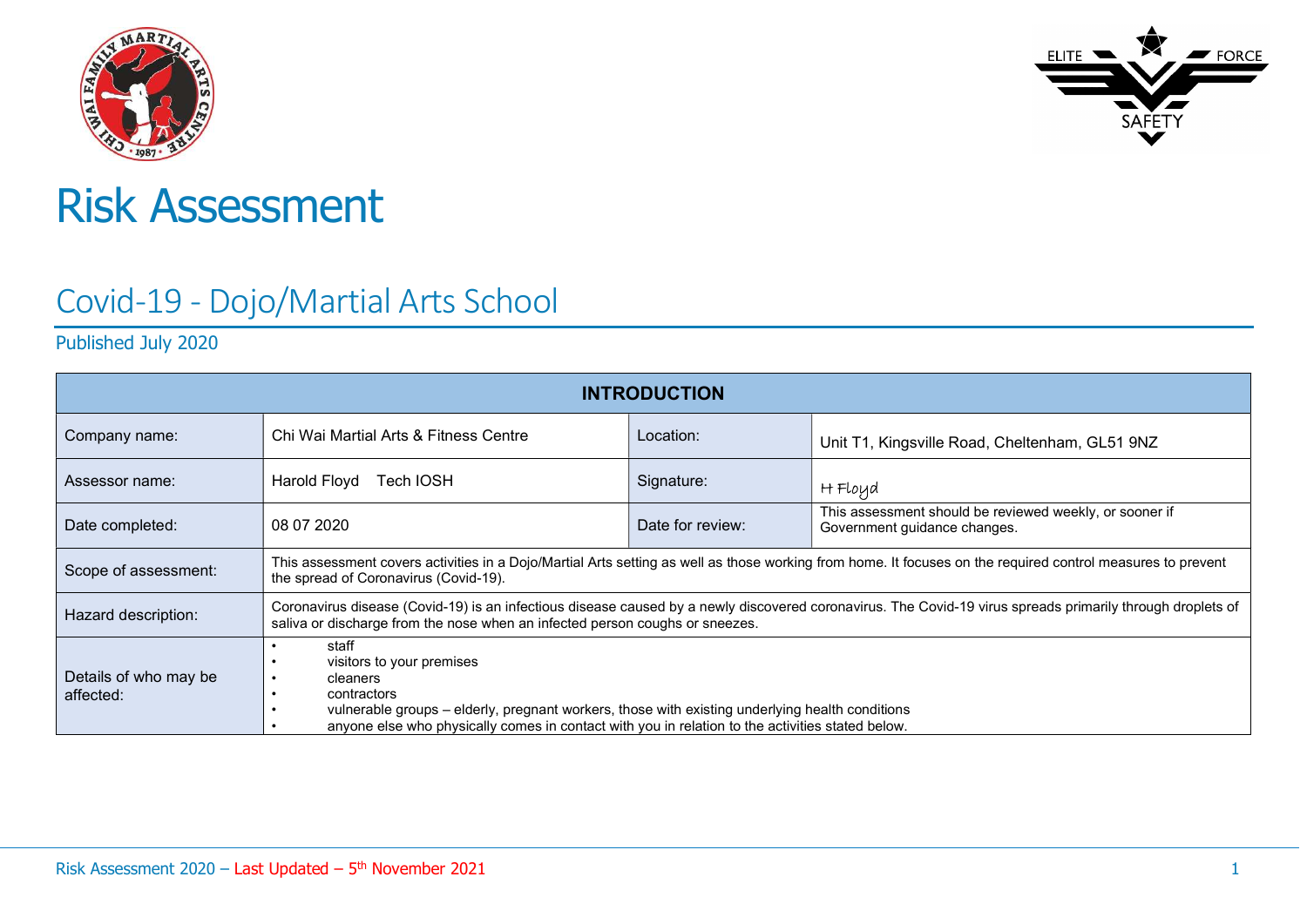# Risk Assessment

## Covid-19 - Dojo/Martial Arts School

Published July 2020

| INTRODUCTION | | | |
|---|---|---|---|
| Company name: | Chi Wai Martial Arts & Fitness Centre | Location: | Unit T1, Kingsville Road, Cheltenham, GL51 9NZ |
| Assessor name: | Harold Floyd Tech IOSH | Signature: | H Floyd |
| Date completed: | 08 07 2020 | Date for review: | This assessment should be reviewed weekly, or sooner if Government guidance changes. |
| Scope of assessment: | This assessment covers activities in a Dojo/Martial Arts setting as well as those working from home. It focuses on the required control measures to prevent the spread of Coronavirus (Covid-19). | | |
| Hazard description: | Coronavirus disease (Covid-19) is an infectious disease caused by a newly discovered coronavirus. The Covid-19 virus spreads primarily through droplets of saliva or discharge from the nose when an infected person coughs or sneezes. | | |
| Details of who may be affected: | • staff<br>• visitors to your premises<br>• cleaners<br>• contractors<br>• vulnerable groups – elderly, pregnant workers, those with existing underlying health conditions<br>• anyone else who physically comes in contact with you in relation to the activities stated below. | | |

Risk Assessment 2020 – Last Updated – 5th November 2021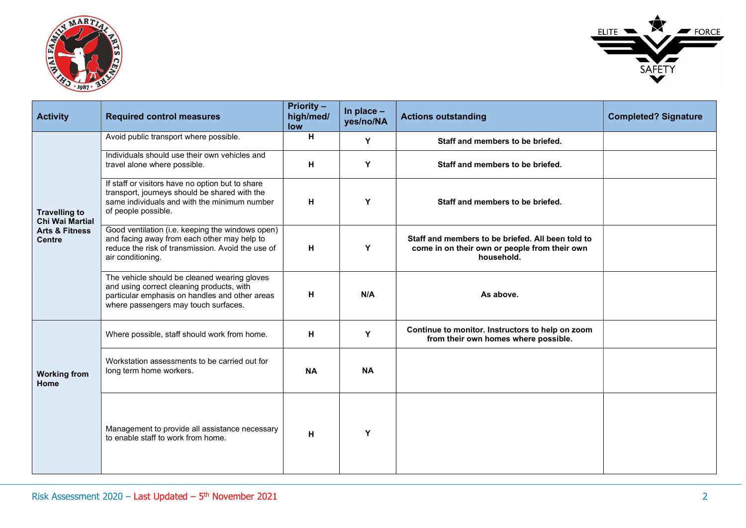| Activity | Required control measures | Priority – high/med/ low | In place – yes/no/NA | Actions outstanding | Completed? Signature |
|---|---|---|---|---|---|
| **Travelling to Chi Wai Martial Arts & Fitness Centre** | Avoid public transport where possible. | **H** | **Y** | **Staff and members to be briefed.** | |
| | Individuals should use their own vehicles and travel alone where possible. | **H** | **Y** | **Staff and members to be briefed.** | |
| | If staff or visitors have no option but to share transport, journeys should be shared with the same individuals and with the minimum number of people possible. | **H** | **Y** | **Staff and members to be briefed.** | |
| | Good ventilation (i.e. keeping the windows open) and facing away from each other may help to reduce the risk of transmission. Avoid the use of air conditioning. | **H** | **Y** | **Staff and members to be briefed. All been told to come in on their own or people from their own household.** | |
| | The vehicle should be cleaned wearing gloves and using correct cleaning products, with particular emphasis on handles and other areas where passengers may touch surfaces. | **H** | **N/A** | **As above.** | |
| **Working from Home** | Where possible, staff should work from home. | **H** | **Y** | **Continue to monitor. Instructors to help on zoom from their own homes where possible.** | |
| | Workstation assessments to be carried out for long term home workers. | **NA** | **NA** | | |
| | Management to provide all assistance necessary to enable staff to work from home. | **H** | **Y** | | |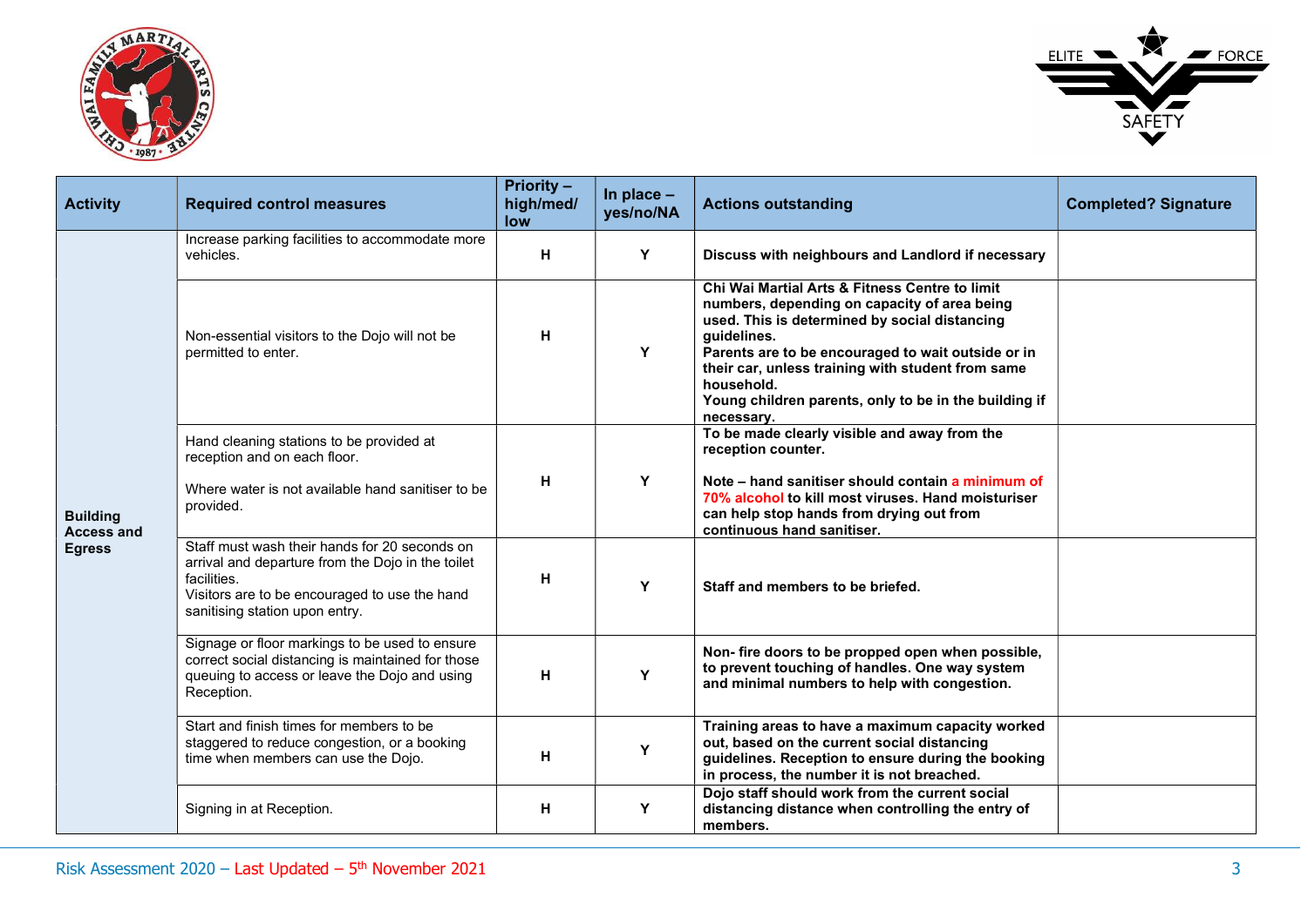| Activity | Required control measures | Priority – high/med/ low | In place – yes/no/NA | Actions outstanding | Completed? Signature |
|---|---|---|---|---|---|
| Building Access and Egress | Increase parking facilities to accommodate more vehicles. | H | Y | **Discuss with neighbours and Landlord if necessary** | |
| | Non-essential visitors to the Dojo will not be permitted to enter. | H | Y | **Chi Wai Martial Arts & Fitness Centre to limit numbers, depending on capacity of area being used. This is determined by social distancing guidelines.** <br> **Parents are to be encouraged to wait outside or in their car, unless training with student from same household.** <br> **Young children parents, only to be in the building if necessary.** | |
| | Hand cleaning stations to be provided at reception and on each floor. <br><br> Where water is not available hand sanitiser to be provided. | H | Y | **To be made clearly visible and away from the reception counter.** <br><br> **Note – hand sanitiser should contain a minimum of 70% alcohol to kill most viruses. Hand moisturiser can help stop hands from drying out from continuous hand sanitiser.** | |
| | Staff must wash their hands for 20 seconds on arrival and departure from the Dojo in the toilet facilities. <br> Visitors are to be encouraged to use the hand sanitising station upon entry. | H | Y | **Staff and members to be briefed.** | |
| | Signage or floor markings to be used to ensure correct social distancing is maintained for those queuing to access or leave the Dojo and using Reception. | H | Y | **Non- fire doors to be propped open when possible, to prevent touching of handles. One way system and minimal numbers to help with congestion.** | |
| | Start and finish times for members to be staggered to reduce congestion, or a booking time when members can use the Dojo. | H | Y | **Training areas to have a maximum capacity worked out, based on the current social distancing guidelines. Reception to ensure during the booking in process, the number it is not breached.** | |
| | Signing in at Reception. | H | Y | **Dojo staff should work from the current social distancing distance when controlling the entry of members.** | |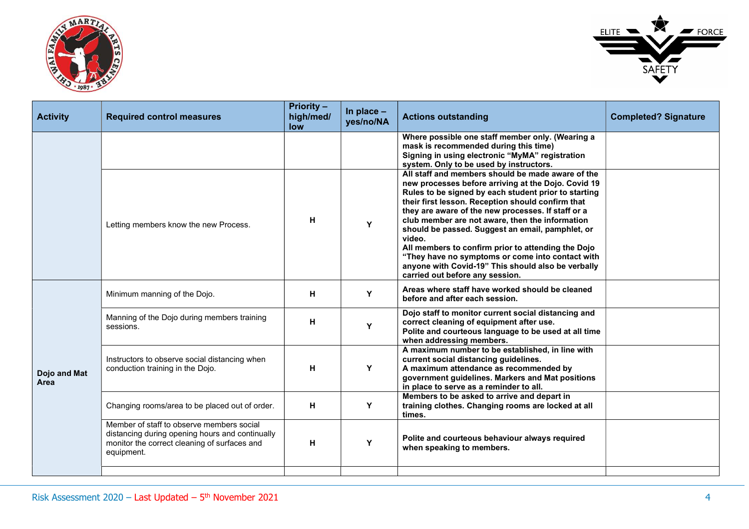| Activity | Required control measures | Priority – high/med/low | In place – yes/no/NA | Actions outstanding | Completed? Signature |
|---|---|---|---|---|---|
| | | | | **Where possible one staff member only. (Wearing a mask is recommended during this time)** **Signing in using electronic "MyMA" registration system. Only to be used by instructors.** | |
| | Letting members know the new Process. | **H** | **Y** | **All staff and members should be made aware of the new processes before arriving at the Dojo. Covid 19 Rules to be signed by each student prior to starting their first lesson. Reception should confirm that they are aware of the new processes. If staff or a club member are not aware, then the information should be passed. Suggest an email, pamphlet, or video.** **All members to confirm prior to attending the Dojo "They have no symptoms or come into contact with anyone with Covid-19" This should also be verbally carried out before any session.** | |
| **Dojo and Mat Area** | Minimum manning of the Dojo. | **H** | **Y** | **Areas where staff have worked should be cleaned before and after each session.** | |
| | Manning of the Dojo during members training sessions. | **H** | **Y** | **Dojo staff to monitor current social distancing and correct cleaning of equipment after use.** **Polite and courteous language to be used at all time when addressing members.** | |
| | Instructors to observe social distancing when conduction training in the Dojo. | **H** | **Y** | **A maximum number to be established, in line with current social distancing guidelines.** **A maximum attendance as recommended by government guidelines. Markers and Mat positions in place to serve as a reminder to all.** | |
| | Changing rooms/area to be placed out of order. | **H** | **Y** | **Members to be asked to arrive and depart in training clothes. Changing rooms are locked at all times.** | |
| | Member of staff to observe members social distancing during opening hours and continually monitor the correct cleaning of surfaces and equipment. | **H** | **Y** | **Polite and courteous behaviour always required when speaking to members.** | |
| | | | | | |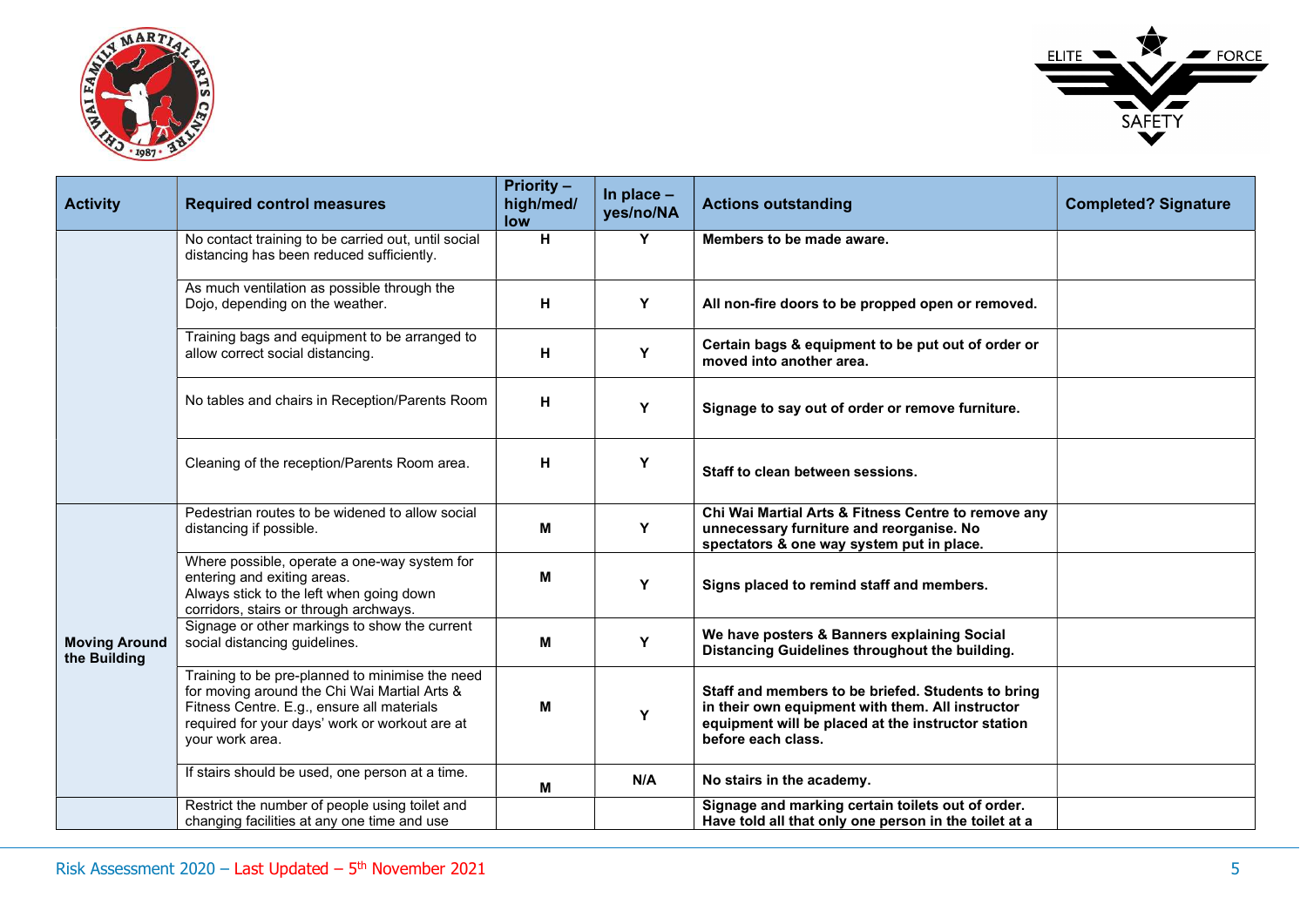| Activity | Required control measures | Priority – high/med/ low | In place – yes/no/NA | Actions outstanding | Completed? Signature |
|---|---|---|---|---|---|
| | No contact training to be carried out, until social distancing has been reduced sufficiently. | H | Y | **Members to be made aware.** | |
| | As much ventilation as possible through the Dojo, depending on the weather. | H | Y | **All non-fire doors to be propped open or removed.** | |
| | Training bags and equipment to be arranged to allow correct social distancing. | H | Y | **Certain bags & equipment to be put out of order or moved into another area.** | |
| | No tables and chairs in Reception/Parents Room | H | Y | **Signage to say out of order or remove furniture.** | |
| | Cleaning of the reception/Parents Room area. | H | Y | **Staff to clean between sessions.** | |
| **Moving Around the Building** | Pedestrian routes to be widened to allow social distancing if possible. | M | Y | **Chi Wai Martial Arts & Fitness Centre to remove any unnecessary furniture and reorganise. No spectators & one way system put in place.** | |
| | Where possible, operate a one-way system for entering and exiting areas. Always stick to the left when going down corridors, stairs or through archways. | M | Y | **Signs placed to remind staff and members.** | |
| | Signage or other markings to show the current social distancing guidelines. | M | Y | **We have posters & Banners explaining Social Distancing Guidelines throughout the building.** | |
| | Training to be pre-planned to minimise the need for moving around the Chi Wai Martial Arts & Fitness Centre. E.g., ensure all materials required for your days' work or workout are at your work area. | M | Y | **Staff and members to be briefed. Students to bring in their own equipment with them. All instructor equipment will be placed at the instructor station before each class.** | |
| | If stairs should be used, one person at a time. | M | N/A | **No stairs in the academy.** | |
| | Restrict the number of people using toilet and changing facilities at any one time and use | | | **Signage and marking certain toilets out of order. Have told all that only one person in the toilet at a** | |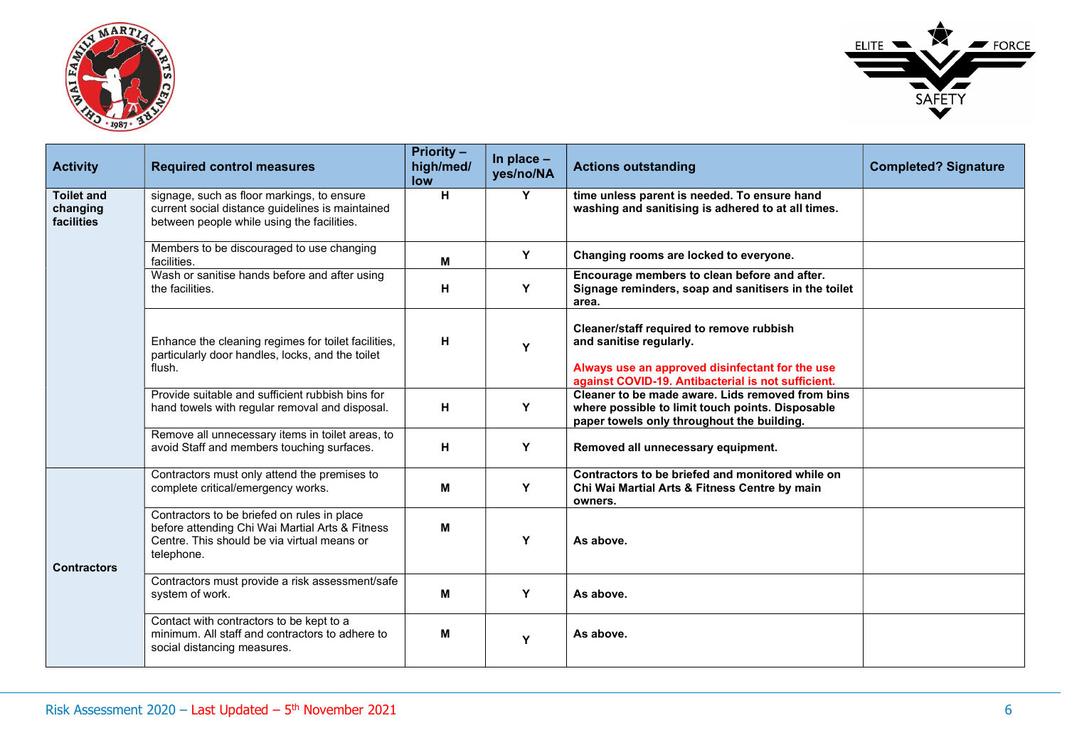| Activity | Required control measures | Priority – high/med/low | In place – yes/no/NA | Actions outstanding | Completed? Signature |
|---|---|---|---|---|---|
| **Toilet and changing facilities** | signage, such as floor markings, to ensure current social distance guidelines is maintained between people while using the facilities. | H | Y | **time unless parent is needed. To ensure hand washing and sanitising is adhered to at all times.** | |
| | Members to be discouraged to use changing facilities. | M | Y | **Changing rooms are locked to everyone.** | |
| | Wash or sanitise hands before and after using the facilities. | H | Y | **Encourage members to clean before and after. Signage reminders, soap and sanitisers in the toilet area.** | |
| | Enhance the cleaning regimes for toilet facilities, particularly door handles, locks, and the toilet flush. | H | Y | **Cleaner/staff required to remove rubbish and sanitise regularly.** **Always use an approved disinfectant for the use against COVID-19. Antibacterial is not sufficient.** | |
| | Provide suitable and sufficient rubbish bins for hand towels with regular removal and disposal. | H | Y | **Cleaner to be made aware. Lids removed from bins where possible to limit touch points. Disposable paper towels only throughout the building.** | |
| | Remove all unnecessary items in toilet areas, to avoid Staff and members touching surfaces. | H | Y | **Removed all unnecessary equipment.** | |
| **Contractors** | Contractors must only attend the premises to complete critical/emergency works. | M | Y | **Contractors to be briefed and monitored while on Chi Wai Martial Arts & Fitness Centre by main owners.** | |
| | Contractors to be briefed on rules in place before attending Chi Wai Martial Arts & Fitness Centre. This should be via virtual means or telephone. | M | Y | **As above.** | |
| | Contractors must provide a risk assessment/safe system of work. | M | Y | **As above.** | |
| | Contact with contractors to be kept to a minimum. All staff and contractors to adhere to social distancing measures. | M | Y | **As above.** | |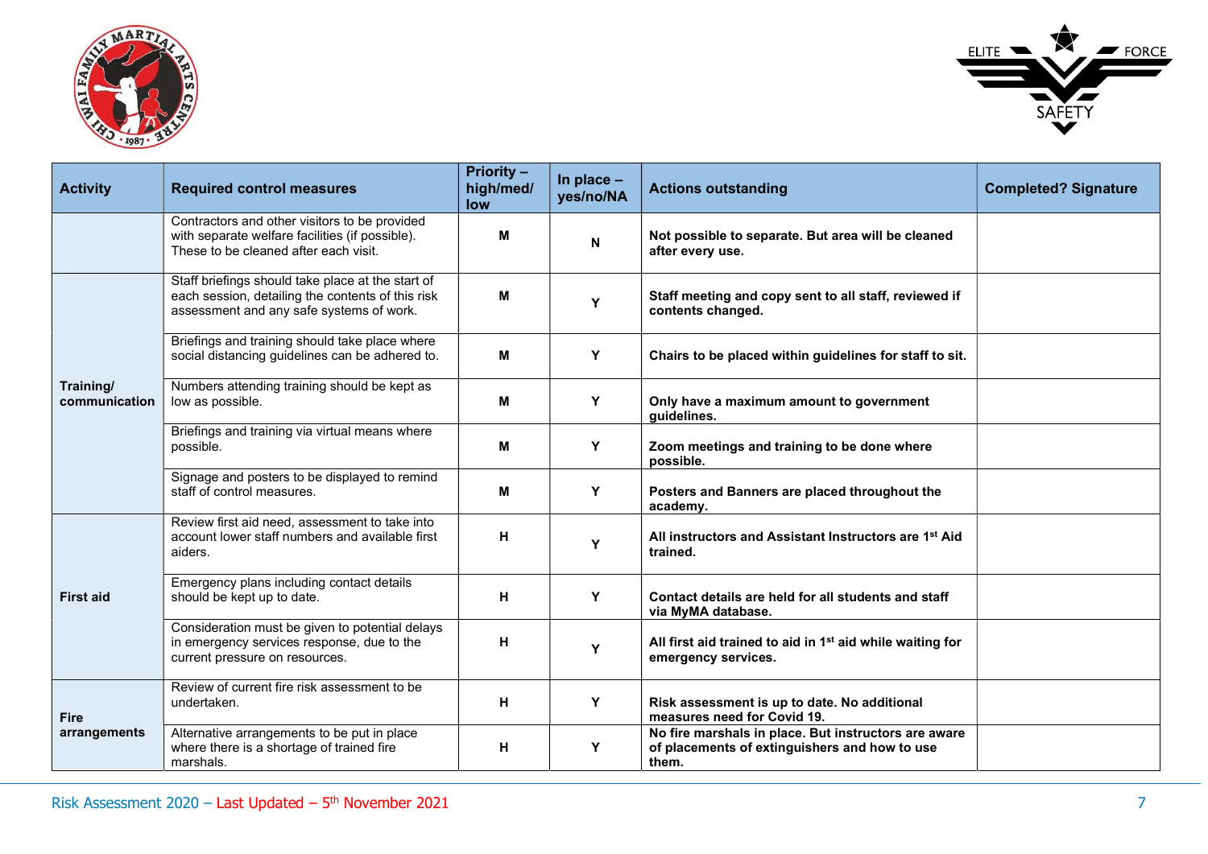| Activity | Required control measures | Priority – high/med/ low | In place – yes/no/NA | Actions outstanding | Completed? Signature |
|---|---|---|---|---|---|
| | Contractors and other visitors to be provided with separate welfare facilities (if possible). These to be cleaned after each visit. | M | N | **Not possible to separate. But area will be cleaned after every use.** | |
| Training/ communication | Staff briefings should take place at the start of each session, detailing the contents of this risk assessment and any safe systems of work. | M | Y | **Staff meeting and copy sent to all staff, reviewed if contents changed.** | |
| | Briefings and training should take place where social distancing guidelines can be adhered to. | M | Y | **Chairs to be placed within guidelines for staff to sit.** | |
| | Numbers attending training should be kept as low as possible. | M | Y | **Only have a maximum amount to government guidelines.** | |
| | Briefings and training via virtual means where possible. | M | Y | **Zoom meetings and training to be done where possible.** | |
| | Signage and posters to be displayed to remind staff of control measures. | M | Y | **Posters and Banners are placed throughout the academy.** | |
| First aid | Review first aid need, assessment to take into account lower staff numbers and available first aiders. | H | Y | **All instructors and Assistant Instructors are 1st Aid trained.** | |
| | Emergency plans including contact details should be kept up to date. | H | Y | **Contact details are held for all students and staff via MyMA database.** | |
| | Consideration must be given to potential delays in emergency services response, due to the current pressure on resources. | H | Y | **All first aid trained to aid in 1st aid while waiting for emergency services.** | |
| Fire arrangements | Review of current fire risk assessment to be undertaken. | H | Y | **Risk assessment is up to date. No additional measures need for Covid 19.** | |
| | Alternative arrangements to be put in place where there is a shortage of trained fire marshals. | H | Y | **No fire marshals in place. But instructors are aware of placements of extinguishers and how to use them.** | |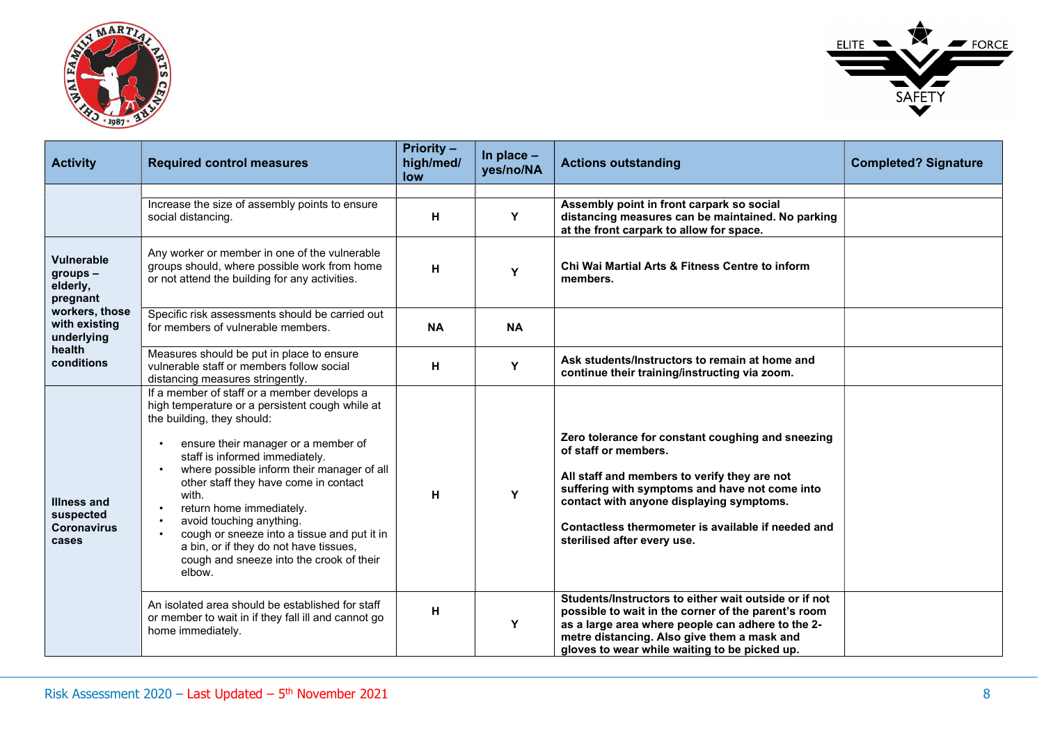| Activity | Required control measures | Priority – high/med/ low | In place – yes/no/NA | Actions outstanding | Completed? Signature |
|---|---|---|---|---|---|
| | | | | | |
| | Increase the size of assembly points to ensure social distancing. | H | Y | **Assembly point in front carpark so social distancing measures can be maintained. No parking at the front carpark to allow for space.** | |
| **Vulnerable groups – elderly, pregnant workers, those with existing underlying health conditions** | Any worker or member in one of the vulnerable groups should, where possible work from home or not attend the building for any activities. | H | Y | **Chi Wai Martial Arts & Fitness Centre to inform members.** | |
| | Specific risk assessments should be carried out for members of vulnerable members. | NA | NA | | |
| | Measures should be put in place to ensure vulnerable staff or members follow social distancing measures stringently. | H | Y | **Ask students/Instructors to remain at home and continue their training/instructing via zoom.** | |
| **Illness and suspected Coronavirus cases** | If a member of staff or a member develops a high temperature or a persistent cough while at the building, they should:<br>• ensure their manager or a member of staff is informed immediately.<br>• where possible inform their manager of all other staff they have come in contact with.<br>• return home immediately.<br>• avoid touching anything.<br>• cough or sneeze into a tissue and put it in a bin, or if they do not have tissues, cough and sneeze into the crook of their elbow. | H | Y | **Zero tolerance for constant coughing and sneezing of staff or members.**<br><br>**All staff and members to verify they are not suffering with symptoms and have not come into contact with anyone displaying symptoms.**<br><br>**Contactless thermometer is available if needed and sterilised after every use.** | |
| | An isolated area should be established for staff or member to wait in if they fall ill and cannot go home immediately. | H | Y | **Students/Instructors to either wait outside or if not possible to wait in the corner of the parent's room as a large area where people can adhere to the 2-metre distancing. Also give them a mask and gloves to wear while waiting to be picked up.** | |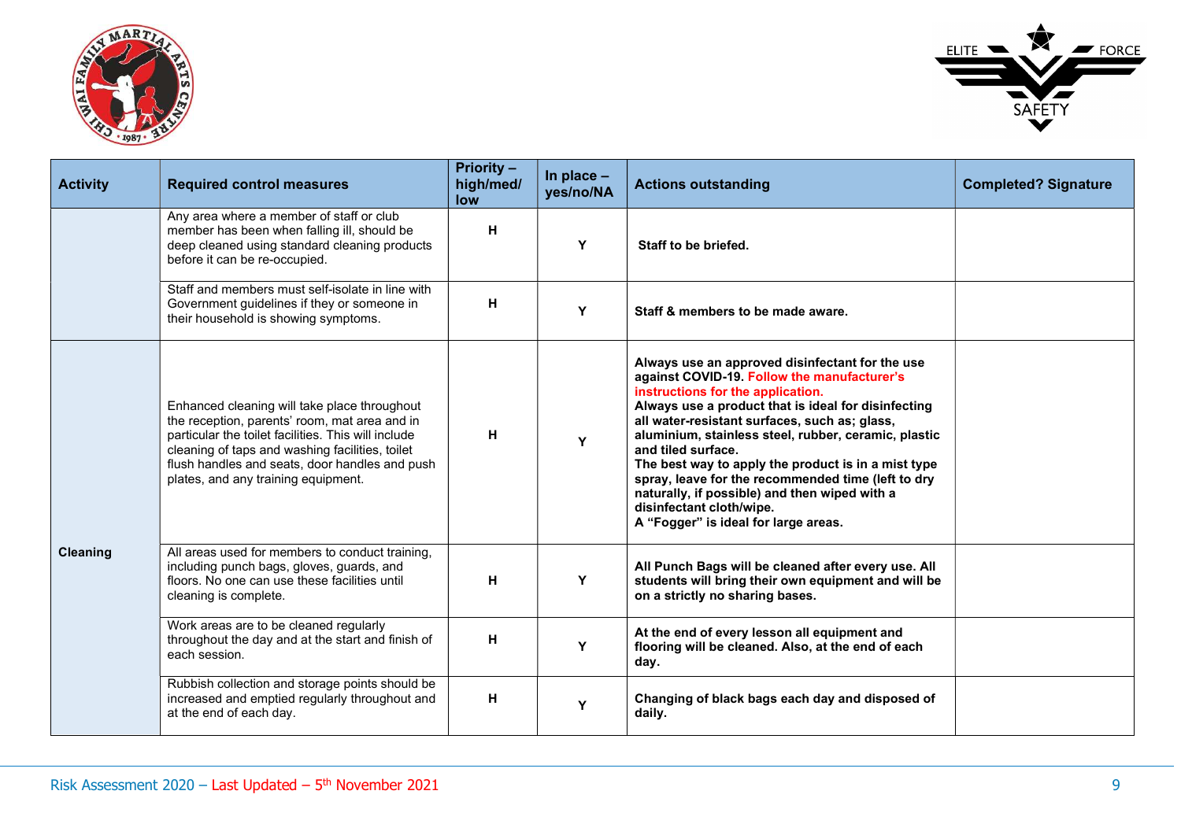| Activity | Required control measures | Priority – high/med/ low | In place – yes/no/NA | Actions outstanding | Completed? Signature |
|---|---|---|---|---|---|
| | Any area where a member of staff or club member has been when falling ill, should be deep cleaned using standard cleaning products before it can be re-occupied. | H | Y | **Staff to be briefed.** | |
| | Staff and members must self-isolate in line with Government guidelines if they or someone in their household is showing symptoms. | H | Y | **Staff & members to be made aware.** | |
| Cleaning | Enhanced cleaning will take place throughout the reception, parents' room, mat area and in particular the toilet facilities. This will include cleaning of taps and washing facilities, toilet flush handles and seats, door handles and push plates, and any training equipment. | H | Y | **Always use an approved disinfectant for the use against COVID-19. Follow the manufacturer's instructions for the application. Always use a product that is ideal for disinfecting all water-resistant surfaces, such as; glass, aluminium, stainless steel, rubber, ceramic, plastic and tiled surface. The best way to apply the product is in a mist type spray, leave for the recommended time (left to dry naturally, if possible) and then wiped with a disinfectant cloth/wipe. A "Fogger" is ideal for large areas.** | |
| | All areas used for members to conduct training, including punch bags, gloves, guards, and floors. No one can use these facilities until cleaning is complete. | H | Y | **All Punch Bags will be cleaned after every use. All students will bring their own equipment and will be on a strictly no sharing bases.** | |
| | Work areas are to be cleaned regularly throughout the day and at the start and finish of each session. | H | Y | **At the end of every lesson all equipment and flooring will be cleaned. Also, at the end of each day.** | |
| | Rubbish collection and storage points should be increased and emptied regularly throughout and at the end of each day. | H | Y | **Changing of black bags each day and disposed of daily.** | |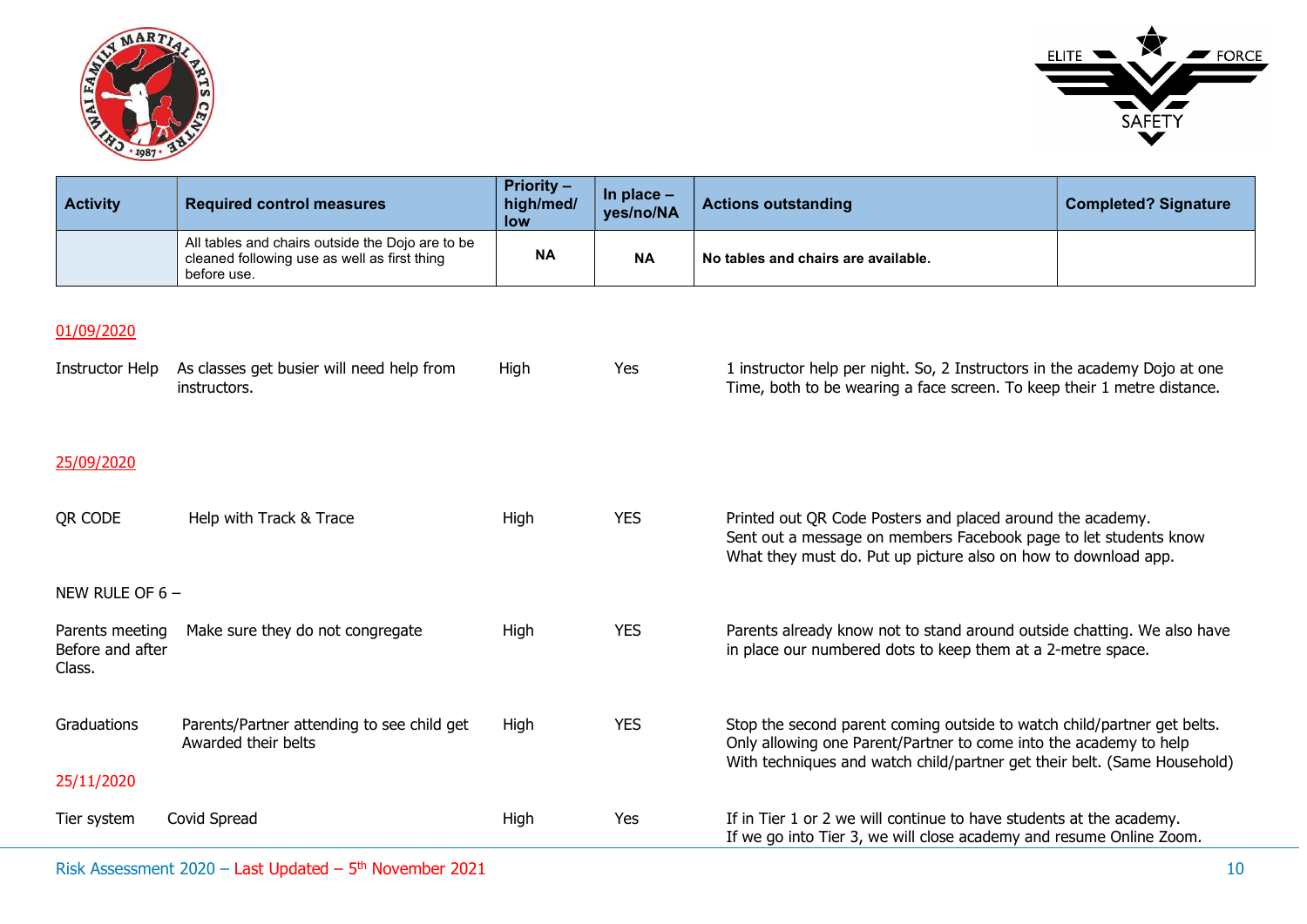| Activity | Required control measures | Priority – high/med/ low | In place – yes/no/NA | Actions outstanding | Completed? Signature |
|---|---|---|---|---|---|
| | All tables and chairs outside the Dojo are to be cleaned following use as well as first thing before use. | **NA** | **NA** | **No tables and chairs are available.** | |

01/09/2020

| | | | | |
|---|---|---|---|---|
| Instructor Help | As classes get busier will need help from instructors. | High | Yes | 1 instructor help per night. So, 2 Instructors in the academy Dojo at one Time, both to be wearing a face screen. To keep their 1 metre distance. |

25/09/2020

| | | | | |
|---|---|---|---|---|
| QR CODE | Help with Track & Trace | High | YES | Printed out QR Code Posters and placed around the academy. Sent out a message on members Facebook page to let students know What they must do. Put up picture also on how to download app. |
| NEW RULE OF 6 – | | | | |
| Parents meeting Before and after Class. | Make sure they do not congregate | High | YES | Parents already know not to stand around outside chatting. We also have in place our numbered dots to keep them at a 2-metre space. |
| Graduations | Parents/Partner attending to see child get Awarded their belts | High | YES | Stop the second parent coming outside to watch child/partner get belts. Only allowing one Parent/Partner to come into the academy to help With techniques and watch child/partner get their belt. (Same Household) |

25/11/2020

| | | | | |
|---|---|---|---|---|
| Tier system | Covid Spread | High | Yes | If in Tier 1 or 2 we will continue to have students at the academy. If we go into Tier 3, we will close academy and resume Online Zoom. |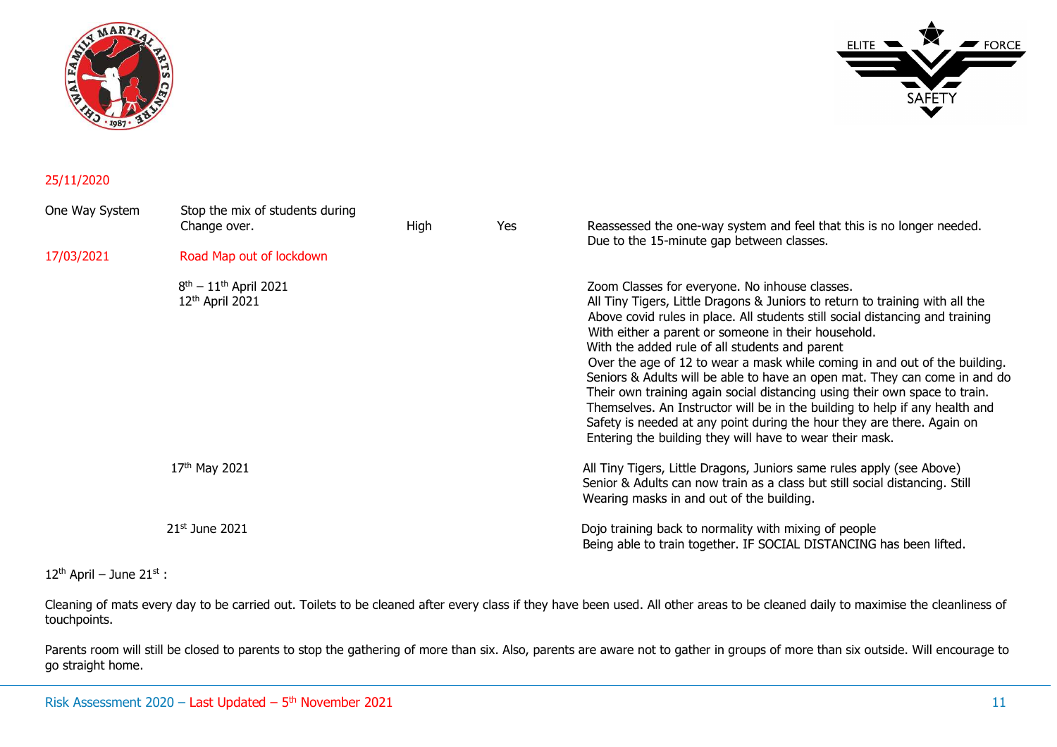25/11/2020

| | | | | |
|---|---|---|---|---|
| One Way System | Stop the mix of students during Change over. | High | Yes | Reassessed the one-way system and feel that this is no longer needed. Due to the 15-minute gap between classes. |
| 17/03/2021 | Road Map out of lockdown | | | |
| | 8th – 11th April 2021 | | | Zoom Classes for everyone. No inhouse classes. |
| | 12th April 2021 | | | All Tiny Tigers, Little Dragons & Juniors to return to training with all the Above covid rules in place. All students still social distancing and training With either a parent or someone in their household. With the added rule of all students and parent Over the age of 12 to wear a mask while coming in and out of the building. Seniors & Adults will be able to have an open mat. They can come in and do Their own training again social distancing using their own space to train. Themselves. An Instructor will be in the building to help if any health and Safety is needed at any point during the hour they are there. Again on Entering the building they will have to wear their mask. |
| | 17th May 2021 | | | All Tiny Tigers, Little Dragons, Juniors same rules apply (see Above) Senior & Adults can now train as a class but still social distancing. Still Wearing masks in and out of the building. |
| | 21st June 2021 | | | Dojo training back to normality with mixing of people Being able to train together. IF SOCIAL DISTANCING has been lifted. |

12th April – June 21st :

Cleaning of mats every day to be carried out. Toilets to be cleaned after every class if they have been used. All other areas to be cleaned daily to maximise the cleanliness of touchpoints.

Parents room will still be closed to parents to stop the gathering of more than six. Also, parents are aware not to gather in groups of more than six outside. Will encourage to go straight home.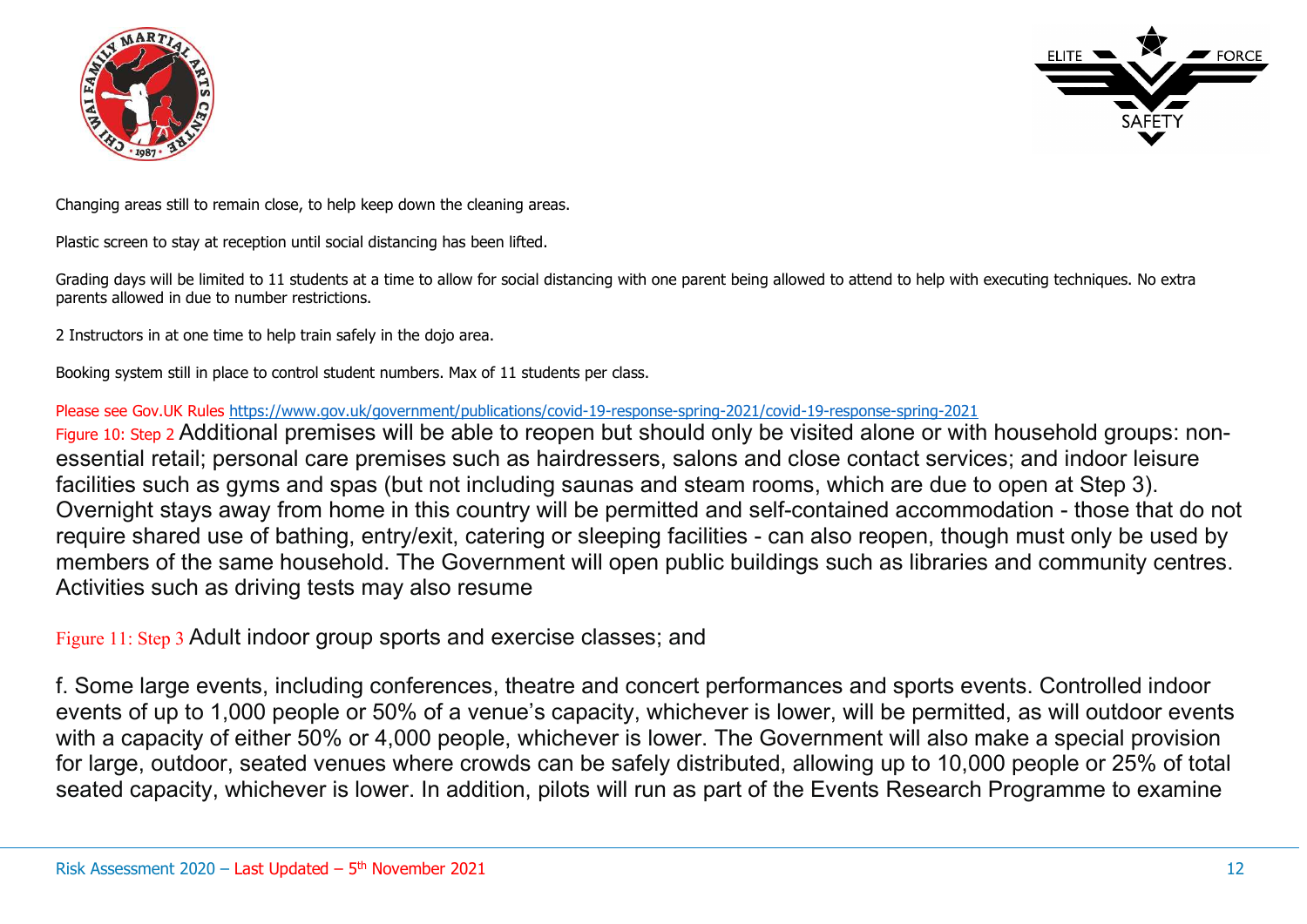Changing areas still to remain close, to help keep down the cleaning areas.

Plastic screen to stay at reception until social distancing has been lifted.

Grading days will be limited to 11 students at a time to allow for social distancing with one parent being allowed to attend to help with executing techniques. No extra parents allowed in due to number restrictions.

2 Instructors in at one time to help train safely in the dojo area.

Booking system still in place to control student numbers. Max of 11 students per class.

Please see Gov.UK Rules https://www.gov.uk/government/publications/covid-19-response-spring-2021/covid-19-response-spring-2021

Figure 10: Step 2 Additional premises will be able to reopen but should only be visited alone or with household groups: non-essential retail; personal care premises such as hairdressers, salons and close contact services; and indoor leisure facilities such as gyms and spas (but not including saunas and steam rooms, which are due to open at Step 3). Overnight stays away from home in this country will be permitted and self-contained accommodation - those that do not require shared use of bathing, entry/exit, catering or sleeping facilities - can also reopen, though must only be used by members of the same household. The Government will open public buildings such as libraries and community centres. Activities such as driving tests may also resume

Figure 11: Step 3 Adult indoor group sports and exercise classes; and

f. Some large events, including conferences, theatre and concert performances and sports events. Controlled indoor events of up to 1,000 people or 50% of a venue's capacity, whichever is lower, will be permitted, as will outdoor events with a capacity of either 50% or 4,000 people, whichever is lower. The Government will also make a special provision for large, outdoor, seated venues where crowds can be safely distributed, allowing up to 10,000 people or 25% of total seated capacity, whichever is lower. In addition, pilots will run as part of the Events Research Programme to examine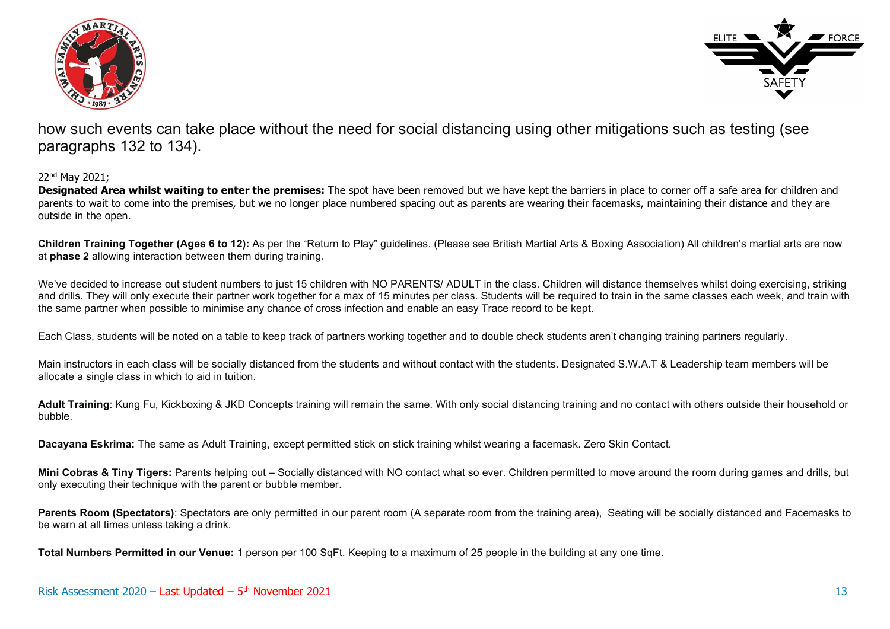how such events can take place without the need for social distancing using other mitigations such as testing (see paragraphs 132 to 134).

22nd May 2021;

**Designated Area whilst waiting to enter the premises:** The spot have been removed but we have kept the barriers in place to corner off a safe area for children and parents to wait to come into the premises, but we no longer place numbered spacing out as parents are wearing their facemasks, maintaining their distance and they are outside in the open.

**Children Training Together (Ages 6 to 12):** As per the "Return to Play" guidelines. (Please see British Martial Arts & Boxing Association) All children's martial arts are now at **phase 2** allowing interaction between them during training.

We've decided to increase out student numbers to just 15 children with NO PARENTS/ ADULT in the class. Children will distance themselves whilst doing exercising, striking and drills. They will only execute their partner work together for a max of 15 minutes per class. Students will be required to train in the same classes each week, and train with the same partner when possible to minimise any chance of cross infection and enable an easy Trace record to be kept.

Each Class, students will be noted on a table to keep track of partners working together and to double check students aren't changing training partners regularly.

Main instructors in each class will be socially distanced from the students and without contact with the students. Designated S.W.A.T & Leadership team members will be allocate a single class in which to aid in tuition.

**Adult Training**: Kung Fu, Kickboxing & JKD Concepts training will remain the same. With only social distancing training and no contact with others outside their household or bubble.

**Dacayana Eskrima:** The same as Adult Training, except permitted stick on stick training whilst wearing a facemask. Zero Skin Contact.

**Mini Cobras & Tiny Tigers:** Parents helping out – Socially distanced with NO contact what so ever. Children permitted to move around the room during games and drills, but only executing their technique with the parent or bubble member.

**Parents Room (Spectators)**: Spectators are only permitted in our parent room (A separate room from the training area), Seating will be socially distanced and Facemasks to be warn at all times unless taking a drink.

**Total Numbers Permitted in our Venue:** 1 person per 100 SqFt. Keeping to a maximum of 25 people in the building at any one time.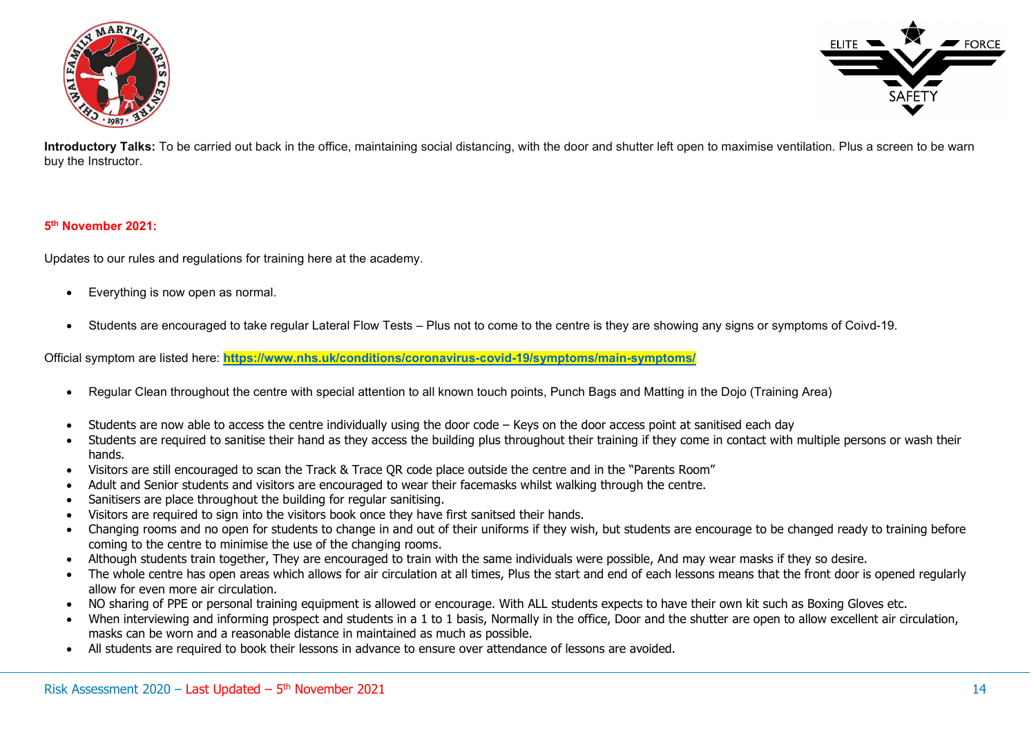**Introductory Talks:** To be carried out back in the office, maintaining social distancing, with the door and shutter left open to maximise ventilation. Plus a screen to be warn buy the Instructor.

**5th November 2021:**

Updates to our rules and regulations for training here at the academy.

- Everything is now open as normal.
- Students are encouraged to take regular Lateral Flow Tests – Plus not to come to the centre is they are showing any signs or symptoms of Coivd-19.

Official symptom are listed here: **https://www.nhs.uk/conditions/coronavirus-covid-19/symptoms/main-symptoms/**

- Regular Clean throughout the centre with special attention to all known touch points, Punch Bags and Matting in the Dojo (Training Area)
- Students are now able to access the centre individually using the door code – Keys on the door access point at sanitised each day
- Students are required to sanitise their hand as they access the building plus throughout their training if they come in contact with multiple persons or wash their hands.
- Visitors are still encouraged to scan the Track & Trace QR code place outside the centre and in the "Parents Room"
- Adult and Senior students and visitors are encouraged to wear their facemasks whilst walking through the centre.
- Sanitisers are place throughout the building for regular sanitising.
- Visitors are required to sign into the visitors book once they have first sanitsed their hands.
- Changing rooms and no open for students to change in and out of their uniforms if they wish, but students are encourage to be changed ready to training before coming to the centre to minimise the use of the changing rooms.
- Although students train together, They are encouraged to train with the same individuals were possible, And may wear masks if they so desire.
- The whole centre has open areas which allows for air circulation at all times, Plus the start and end of each lessons means that the front door is opened regularly allow for even more air circulation.
- NO sharing of PPE or personal training equipment is allowed or encourage. With ALL students expects to have their own kit such as Boxing Gloves etc.
- When interviewing and informing prospect and students in a 1 to 1 basis, Normally in the office, Door and the shutter are open to allow excellent air circulation, masks can be worn and a reasonable distance in maintained as much as possible.
- All students are required to book their lessons in advance to ensure over attendance of lessons are avoided.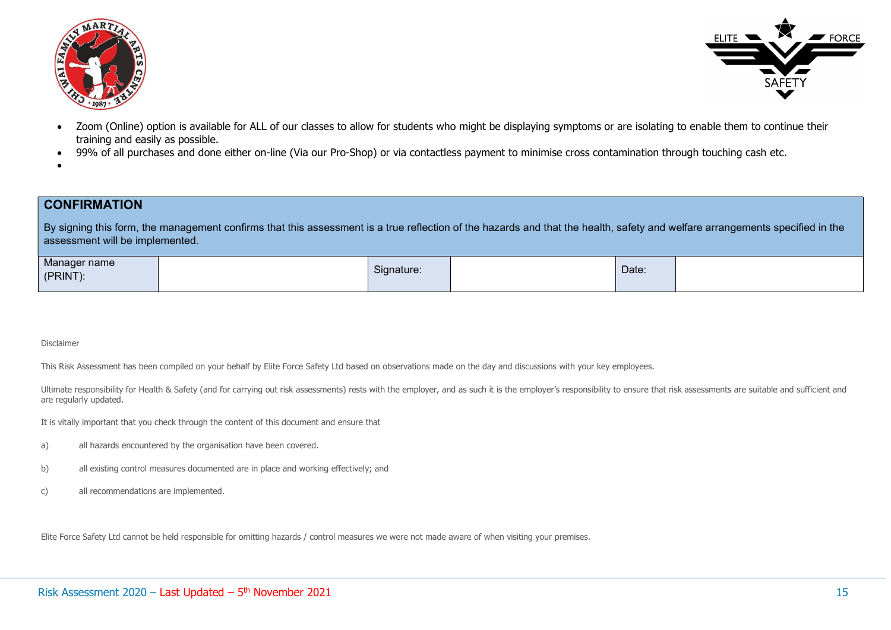- Zoom (Online) option is available for ALL of our classes to allow for students who might be displaying symptoms or are isolating to enable them to continue their training and easily as possible.
- 99% of all purchases and done either on-line (Via our Pro-Shop) or via contactless payment to minimise cross contamination through touching cash etc.
-

| **CONFIRMATION** | | | | | |
|---|---|---|---|---|---|
| By signing this form, the management confirms that this assessment is a true reflection of the hazards and that the health, safety and welfare arrangements specified in the assessment will be implemented. | | | | | |
| Manager name (PRINT): | | Signature: | | Date: | |

Disclaimer

This Risk Assessment has been compiled on your behalf by Elite Force Safety Ltd based on observations made on the day and discussions with your key employees.

Ultimate responsibility for Health & Safety (and for carrying out risk assessments) rests with the employer, and as such it is the employer's responsibility to ensure that risk assessments are suitable and sufficient and are regularly updated.

It is vitally important that you check through the content of this document and ensure that

a) all hazards encountered by the organisation have been covered.

b) all existing control measures documented are in place and working effectively; and

c) all recommendations are implemented.

Elite Force Safety Ltd cannot be held responsible for omitting hazards / control measures we were not made aware of when visiting your premises.